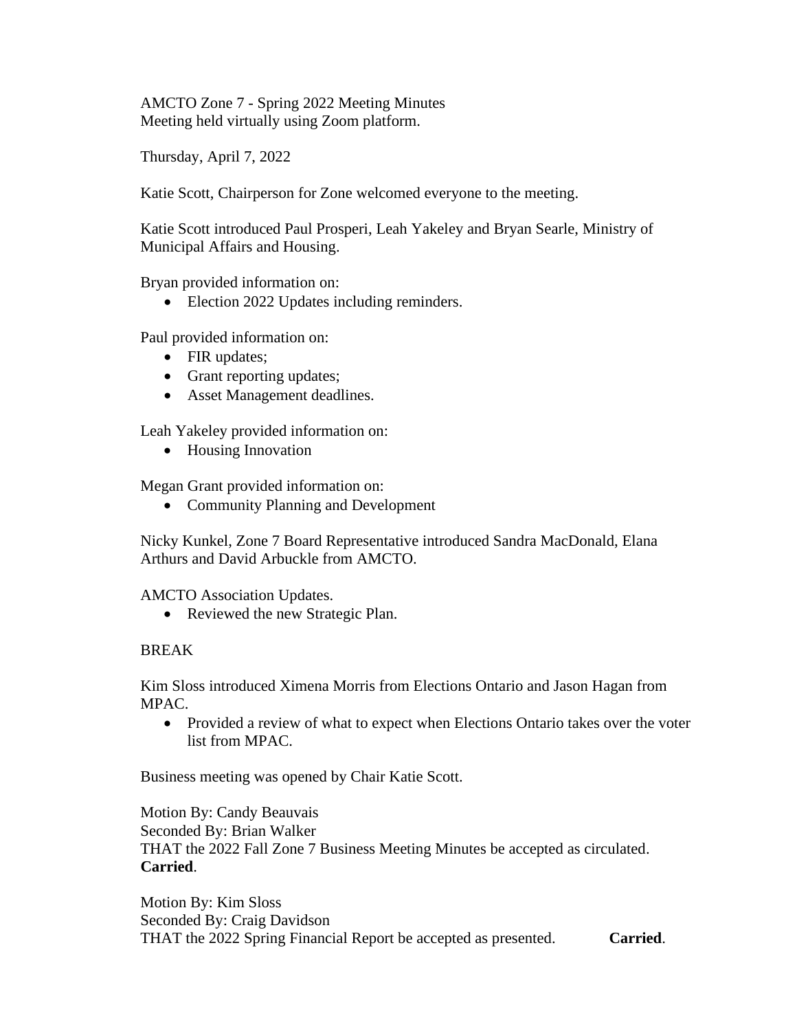AMCTO Zone 7 - Spring 2022 Meeting Minutes
Meeting held virtually using Zoom platform.

Thursday, April 7, 2022

Katie Scott, Chairperson for Zone welcomed everyone to the meeting.

Katie Scott introduced Paul Prosperi, Leah Yakeley and Bryan Searle, Ministry of Municipal Affairs and Housing.

Bryan provided information on:

- Election 2022 Updates including reminders.

Paul provided information on:

- FIR updates;
- Grant reporting updates;
- Asset Management deadlines.

Leah Yakeley provided information on:

- Housing Innovation

Megan Grant provided information on:

- Community Planning and Development

Nicky Kunkel, Zone 7 Board Representative introduced Sandra MacDonald, Elana Arthurs and David Arbuckle from AMCTO.

AMCTO Association Updates.

- Reviewed the new Strategic Plan.

BREAK

Kim Sloss introduced Ximena Morris from Elections Ontario and Jason Hagan from MPAC.

- Provided a review of what to expect when Elections Ontario takes over the voter list from MPAC.

Business meeting was opened by Chair Katie Scott.

Motion By: Candy Beauvais
Seconded By: Brian Walker
THAT the 2022 Fall Zone 7 Business Meeting Minutes be accepted as circulated.
**Carried**.

Motion By: Kim Sloss
Seconded By: Craig Davidson
THAT the 2022 Spring Financial Report be accepted as presented. **Carried**.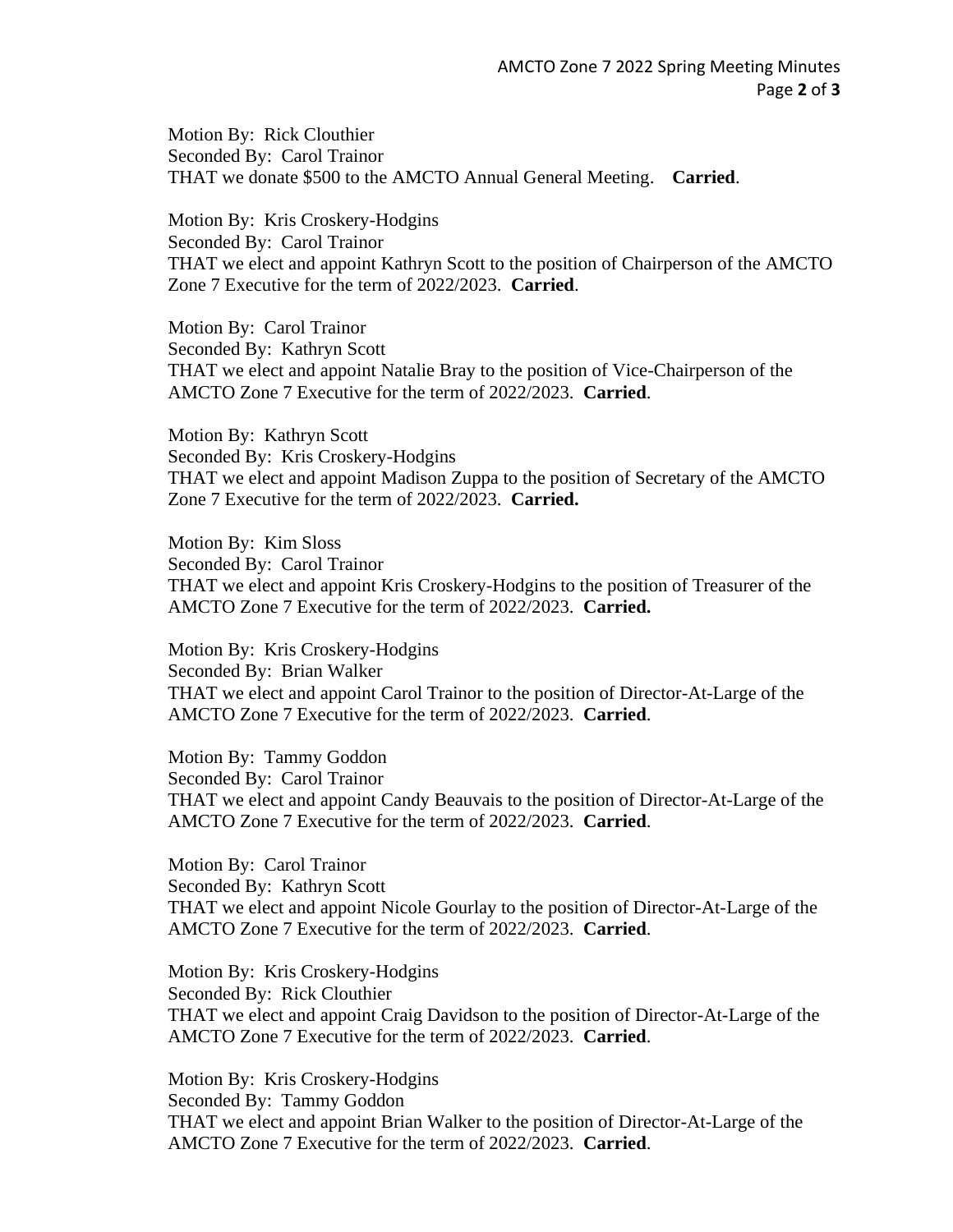Motion By: Rick Clouthier
Seconded By: Carol Trainor
THAT we donate $500 to the AMCTO Annual General Meeting. **Carried**.

Motion By: Kris Croskery-Hodgins
Seconded By: Carol Trainor
THAT we elect and appoint Kathryn Scott to the position of Chairperson of the AMCTO Zone 7 Executive for the term of 2022/2023. **Carried**.

Motion By: Carol Trainor
Seconded By: Kathryn Scott
THAT we elect and appoint Natalie Bray to the position of Vice-Chairperson of the AMCTO Zone 7 Executive for the term of 2022/2023. **Carried**.

Motion By: Kathryn Scott
Seconded By: Kris Croskery-Hodgins
THAT we elect and appoint Madison Zuppa to the position of Secretary of the AMCTO Zone 7 Executive for the term of 2022/2023. **Carried.**

Motion By: Kim Sloss
Seconded By: Carol Trainor
THAT we elect and appoint Kris Croskery-Hodgins to the position of Treasurer of the AMCTO Zone 7 Executive for the term of 2022/2023. **Carried.**

Motion By: Kris Croskery-Hodgins
Seconded By: Brian Walker
THAT we elect and appoint Carol Trainor to the position of Director-At-Large of the AMCTO Zone 7 Executive for the term of 2022/2023. **Carried**.

Motion By: Tammy Goddon
Seconded By: Carol Trainor
THAT we elect and appoint Candy Beauvais to the position of Director-At-Large of the AMCTO Zone 7 Executive for the term of 2022/2023. **Carried**.

Motion By: Carol Trainor
Seconded By: Kathryn Scott
THAT we elect and appoint Nicole Gourlay to the position of Director-At-Large of the AMCTO Zone 7 Executive for the term of 2022/2023. **Carried**.

Motion By: Kris Croskery-Hodgins
Seconded By: Rick Clouthier
THAT we elect and appoint Craig Davidson to the position of Director-At-Large of the AMCTO Zone 7 Executive for the term of 2022/2023. **Carried**.

Motion By: Kris Croskery-Hodgins
Seconded By: Tammy Goddon
THAT we elect and appoint Brian Walker to the position of Director-At-Large of the AMCTO Zone 7 Executive for the term of 2022/2023. **Carried**.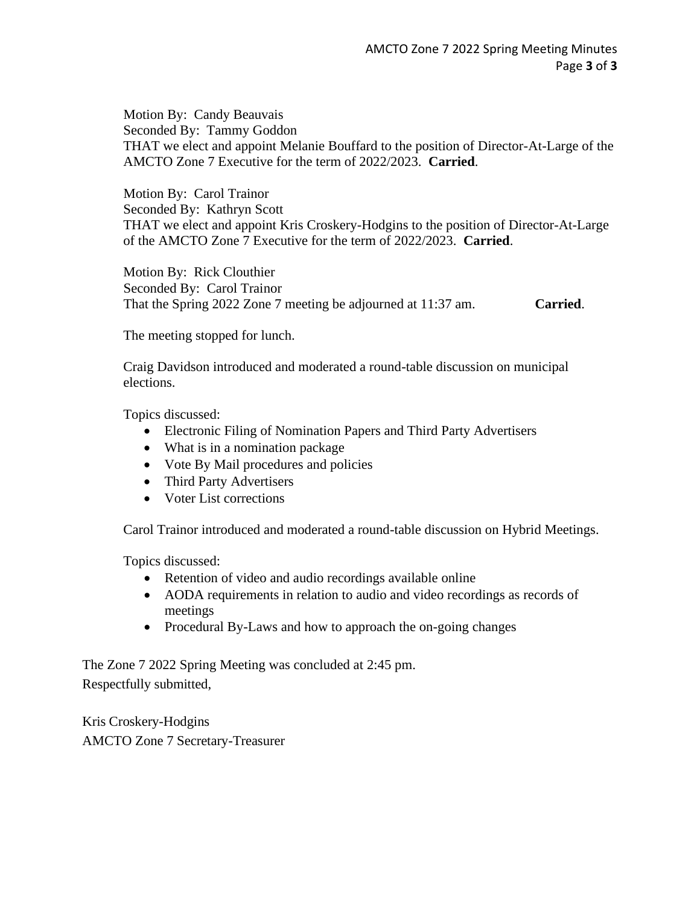Motion By: Candy Beauvais
Seconded By: Tammy Goddon
THAT we elect and appoint Melanie Bouffard to the position of Director-At-Large of the AMCTO Zone 7 Executive for the term of 2022/2023. **Carried**.

Motion By: Carol Trainor
Seconded By: Kathryn Scott
THAT we elect and appoint Kris Croskery-Hodgins to the position of Director-At-Large of the AMCTO Zone 7 Executive for the term of 2022/2023. **Carried**.

Motion By: Rick Clouthier
Seconded By: Carol Trainor
That the Spring 2022 Zone 7 meeting be adjourned at 11:37 am. **Carried**.

The meeting stopped for lunch.

Craig Davidson introduced and moderated a round-table discussion on municipal elections.

Topics discussed:

- Electronic Filing of Nomination Papers and Third Party Advertisers
- What is in a nomination package
- Vote By Mail procedures and policies
- Third Party Advertisers
- Voter List corrections

Carol Trainor introduced and moderated a round-table discussion on Hybrid Meetings.

Topics discussed:

- Retention of video and audio recordings available online
- AODA requirements in relation to audio and video recordings as records of meetings
- Procedural By-Laws and how to approach the on-going changes

The Zone 7 2022 Spring Meeting was concluded at 2:45 pm.
Respectfully submitted,

Kris Croskery-Hodgins
AMCTO Zone 7 Secretary-Treasurer